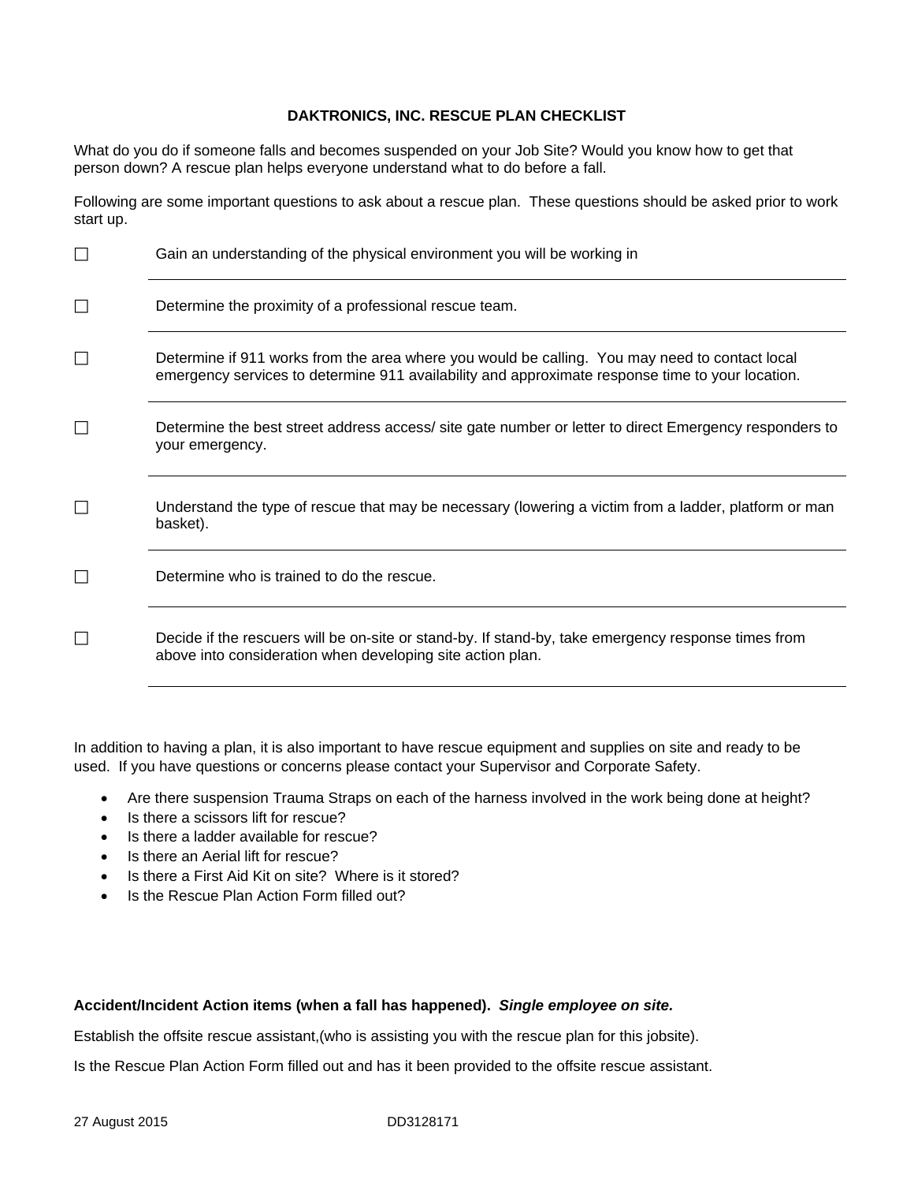## DAKTRONICS, INC. RESCUE PLAN CHECKLIST

What do you do if someone falls and becomes suspended on your Job Site? Would you know how to get that person down? A rescue plan helps everyone understand what to do before a fall.

Following are some important questions to ask about a rescue plan. These questions should be asked prior to work start up.

☐ Gain an understanding of the physical environment you will be working in

☐ Determine the proximity of a professional rescue team.

☐ Determine if 911 works from the area where you would be calling. You may need to contact local emergency services to determine 911 availability and approximate response time to your location.

☐ Determine the best street address access/ site gate number or letter to direct Emergency responders to your emergency.

☐ Understand the type of rescue that may be necessary (lowering a victim from a ladder, platform or man basket).

☐ Determine who is trained to do the rescue.

☐ Decide if the rescuers will be on-site or stand-by. If stand-by, take emergency response times from above into consideration when developing site action plan.

In addition to having a plan, it is also important to have rescue equipment and supplies on site and ready to be used. If you have questions or concerns please contact your Supervisor and Corporate Safety.

- Are there suspension Trauma Straps on each of the harness involved in the work being done at height?
- Is there a scissors lift for rescue?
- Is there a ladder available for rescue?
- Is there an Aerial lift for rescue?
- Is there a First Aid Kit on site? Where is it stored?
- Is the Rescue Plan Action Form filled out?

**Accident/Incident Action items (when a fall has happened).** ***Single employee on site.***

Establish the offsite rescue assistant,(who is assisting you with the rescue plan for this jobsite).

Is the Rescue Plan Action Form filled out and has it been provided to the offsite rescue assistant.

27 August 2015 DD3128171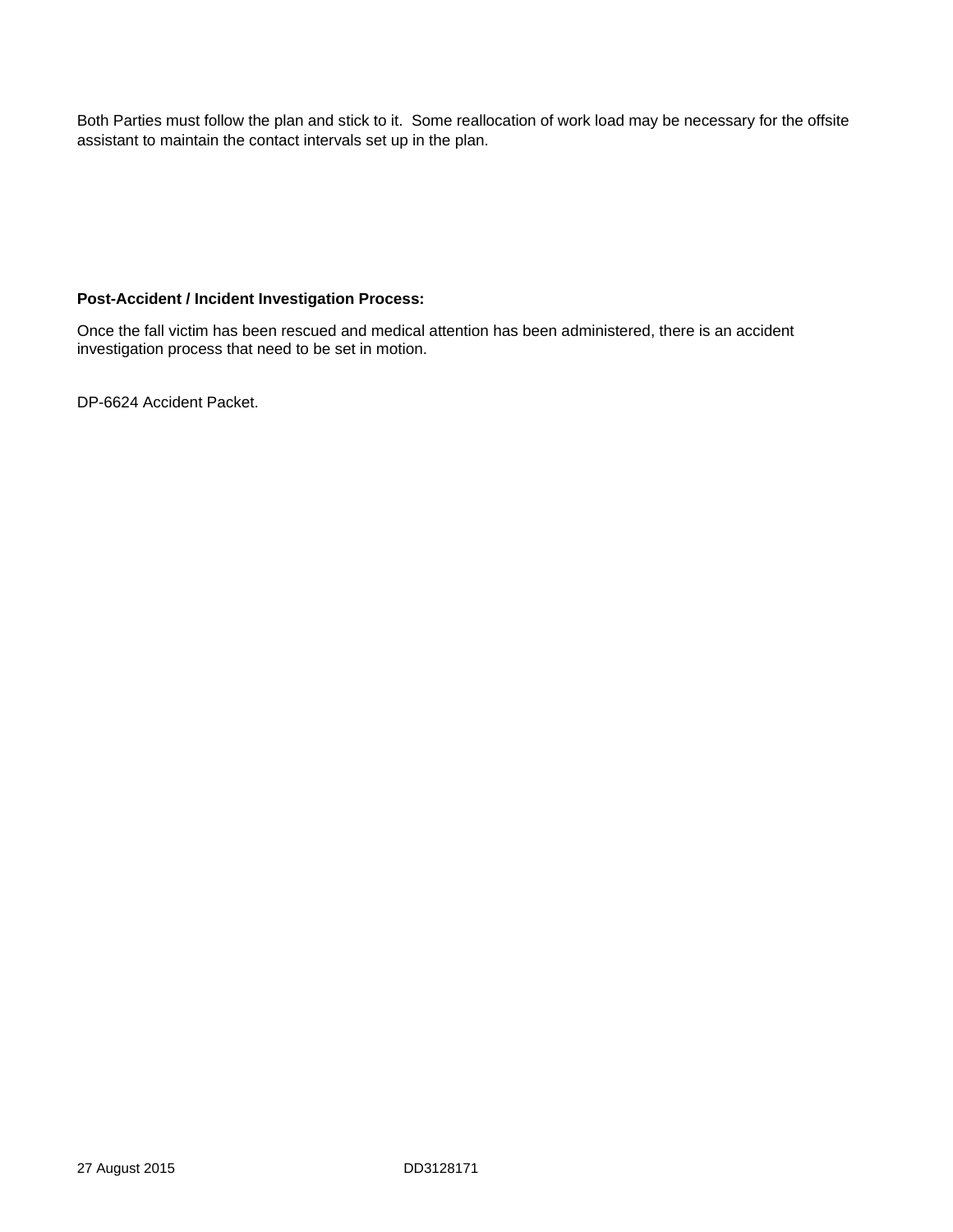Both Parties must follow the plan and stick to it.  Some reallocation of work load may be necessary for the offsite assistant to maintain the contact intervals set up in the plan.

**Post-Accident / Incident Investigation Process:**

Once the fall victim has been rescued and medical attention has been administered, there is an accident investigation process that need to be set in motion.

DP-6624 Accident Packet.